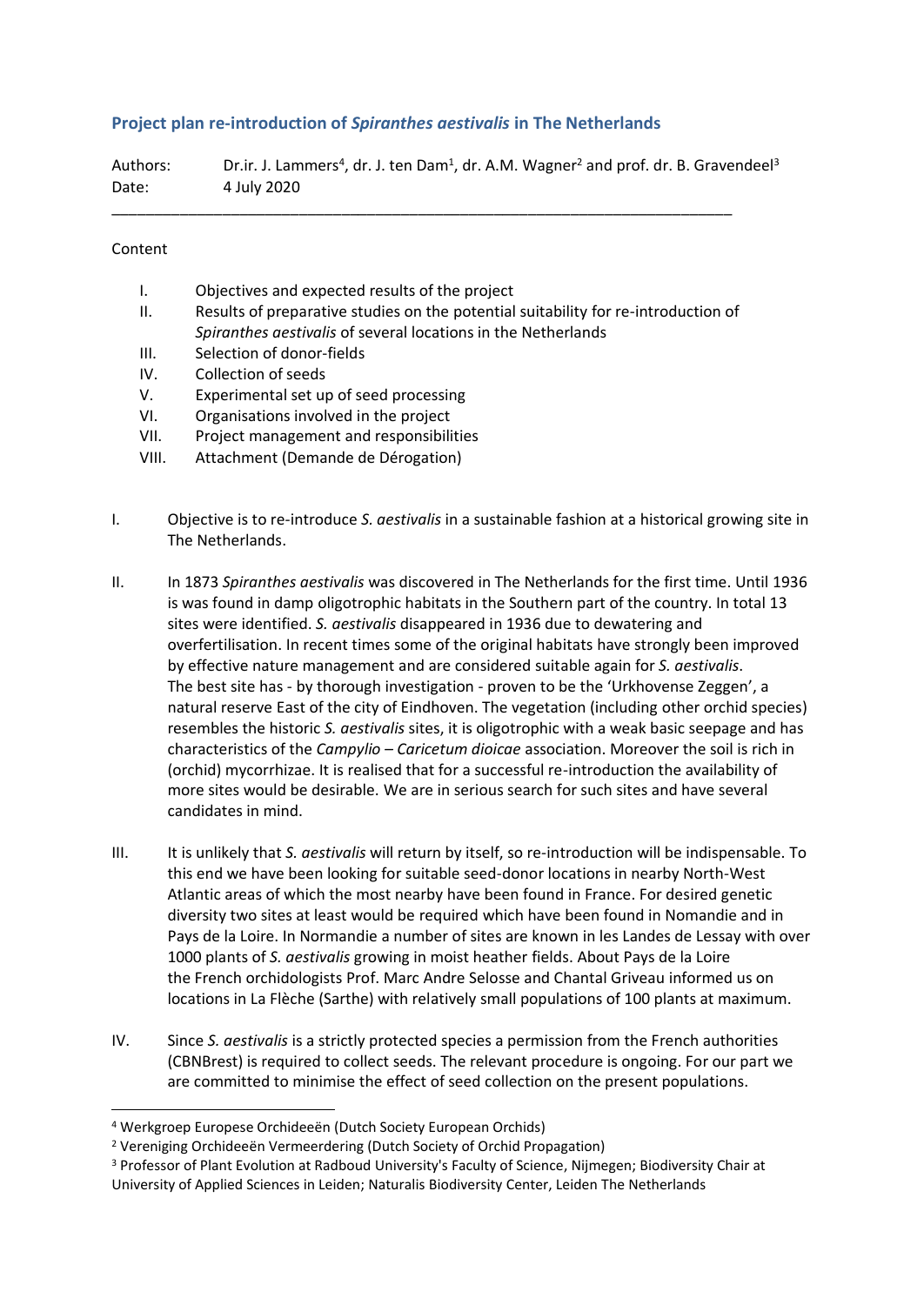## Project plan re-introduction of *Spiranthes aestivalis* in The Netherlands

Authors: Dr.ir. J. Lammers[4], dr. J. ten Dam[1], dr. A.M. Wagner[2] and prof. dr. B. Gravendeel[3]
Date: 4 July 2020

---

Content

I. Objectives and expected results of the project
II. Results of preparative studies on the potential suitability for re-introduction of *Spiranthes aestivalis* of several locations in the Netherlands
III. Selection of donor-fields
IV. Collection of seeds
V. Experimental set up of seed processing
VI. Organisations involved in the project
VII. Project management and responsibilities
VIII. Attachment (Demande de Dérogation)

I. Objective is to re-introduce *S. aestivalis* in a sustainable fashion at a historical growing site in The Netherlands.

II. In 1873 *Spiranthes aestivalis* was discovered in The Netherlands for the first time. Until 1936 is was found in damp oligotrophic habitats in the Southern part of the country. In total 13 sites were identified. *S. aestivalis* disappeared in 1936 due to dewatering and overfertilisation. In recent times some of the original habitats have strongly been improved by effective nature management and are considered suitable again for *S. aestivalis*. The best site has - by thorough investigation - proven to be the 'Urkhovense Zeggen', a natural reserve East of the city of Eindhoven. The vegetation (including other orchid species) resembles the historic *S. aestivalis* sites, it is oligotrophic with a weak basic seepage and has characteristics of the *Campylio – Caricetum dioicae* association. Moreover the soil is rich in (orchid) mycorrhizae. It is realised that for a successful re-introduction the availability of more sites would be desirable. We are in serious search for such sites and have several candidates in mind.

III. It is unlikely that *S. aestivalis* will return by itself, so re-introduction will be indispensable. To this end we have been looking for suitable seed-donor locations in nearby North-West Atlantic areas of which the most nearby have been found in France. For desired genetic diversity two sites at least would be required which have been found in Nomandie and in Pays de la Loire. In Normandie a number of sites are known in les Landes de Lessay with over 1000 plants of *S. aestivalis* growing in moist heather fields. About Pays de la Loire the French orchidologists Prof. Marc Andre Selosse and Chantal Griveau informed us on locations in La Flèche (Sarthe) with relatively small populations of 100 plants at maximum.

IV. Since *S. aestivalis* is a strictly protected species a permission from the French authorities (CBNBrest) is required to collect seeds. The relevant procedure is ongoing. For our part we are committed to minimise the effect of seed collection on the present populations.

---

[4] Werkgroep Europese Orchideeën (Dutch Society European Orchids)
[2] Vereniging Orchideeën Vermeerdering (Dutch Society of Orchid Propagation)
[3] Professor of Plant Evolution at Radboud University's Faculty of Science, Nijmegen; Biodiversity Chair at University of Applied Sciences in Leiden; Naturalis Biodiversity Center, Leiden The Netherlands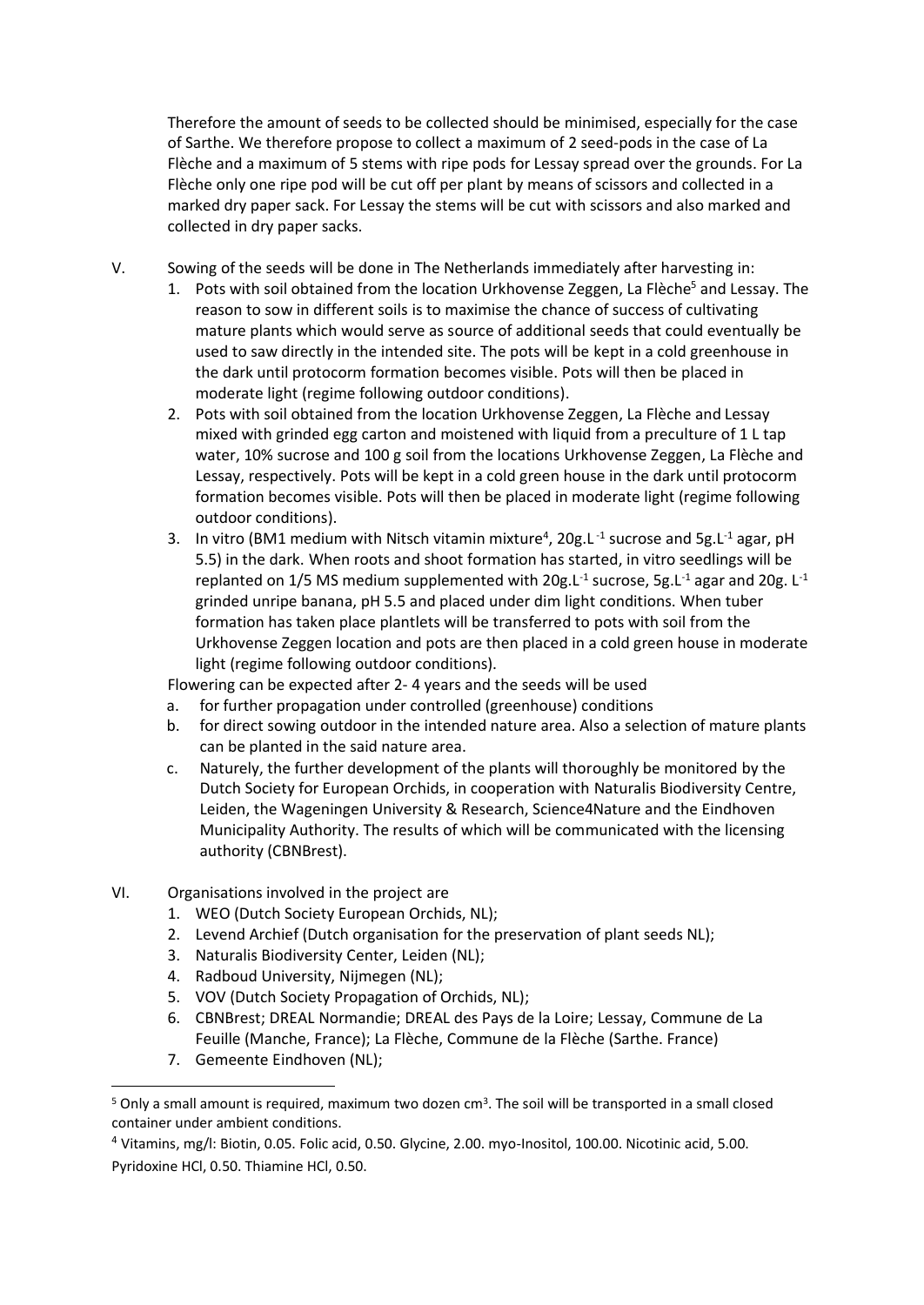Therefore the amount of seeds to be collected should be minimised, especially for the case of Sarthe. We therefore propose to collect a maximum of 2 seed-pods in the case of La Flèche and a maximum of 5 stems with ripe pods for Lessay spread over the grounds. For La Flèche only one ripe pod will be cut off per plant by means of scissors and collected in a marked dry paper sack. For Lessay the stems will be cut with scissors and also marked and collected in dry paper sacks.

V. Sowing of the seeds will be done in The Netherlands immediately after harvesting in:
   1. Pots with soil obtained from the location Urkhovense Zeggen, La Flèche[5] and Lessay. The reason to sow in different soils is to maximise the chance of success of cultivating mature plants which would serve as source of additional seeds that could eventually be used to saw directly in the intended site. The pots will be kept in a cold greenhouse in the dark until protocorm formation becomes visible. Pots will then be placed in moderate light (regime following outdoor conditions).
   2. Pots with soil obtained from the location Urkhovense Zeggen, La Flèche and Lessay mixed with grinded egg carton and moistened with liquid from a preculture of 1 L tap water, 10% sucrose and 100 g soil from the locations Urkhovense Zeggen, La Flèche and Lessay, respectively. Pots will be kept in a cold green house in the dark until protocorm formation becomes visible. Pots will then be placed in moderate light (regime following outdoor conditions).
   3. In vitro (BM1 medium with Nitsch vitamin mixture[4], 20g.$L^{-1}$ sucrose and 5g.$L^{-1}$ agar, pH 5.5) in the dark. When roots and shoot formation has started, in vitro seedlings will be replanted on 1/5 MS medium supplemented with 20g.$L^{-1}$ sucrose, 5g.$L^{-1}$ agar and 20g. $L^{-1}$ grinded unripe banana, pH 5.5 and placed under dim light conditions. When tuber formation has taken place plantlets will be transferred to pots with soil from the Urkhovense Zeggen location and pots are then placed in a cold green house in moderate light (regime following outdoor conditions).

   Flowering can be expected after 2- 4 years and the seeds will be used
   a. for further propagation under controlled (greenhouse) conditions
   b. for direct sowing outdoor in the intended nature area. Also a selection of mature plants can be planted in the said nature area.
   c. Naturely, the further development of the plants will thoroughly be monitored by the Dutch Society for European Orchids, in cooperation with Naturalis Biodiversity Centre, Leiden, the Wageningen University & Research, Science4Nature and the Eindhoven Municipality Authority. The results of which will be communicated with the licensing authority (CBNBrest).

VI. Organisations involved in the project are
   1. WEO (Dutch Society European Orchids, NL);
   2. Levend Archief (Dutch organisation for the preservation of plant seeds NL);
   3. Naturalis Biodiversity Center, Leiden (NL);
   4. Radboud University, Nijmegen (NL);
   5. VOV (Dutch Society Propagation of Orchids, NL);
   6. CBNBrest; DREAL Normandie; DREAL des Pays de la Loire; Lessay, Commune de La Feuille (Manche, France); La Flèche, Commune de la Flèche (Sarthe. France)
   7. Gemeente Eindhoven (NL);

---

[5] Only a small amount is required, maximum two dozen $cm^3$. The soil will be transported in a small closed container under ambient conditions.

[4] Vitamins, mg/l: Biotin, 0.05. Folic acid, 0.50. Glycine, 2.00. myo-Inositol, 100.00. Nicotinic acid, 5.00. Pyridoxine HCl, 0.50. Thiamine HCl, 0.50.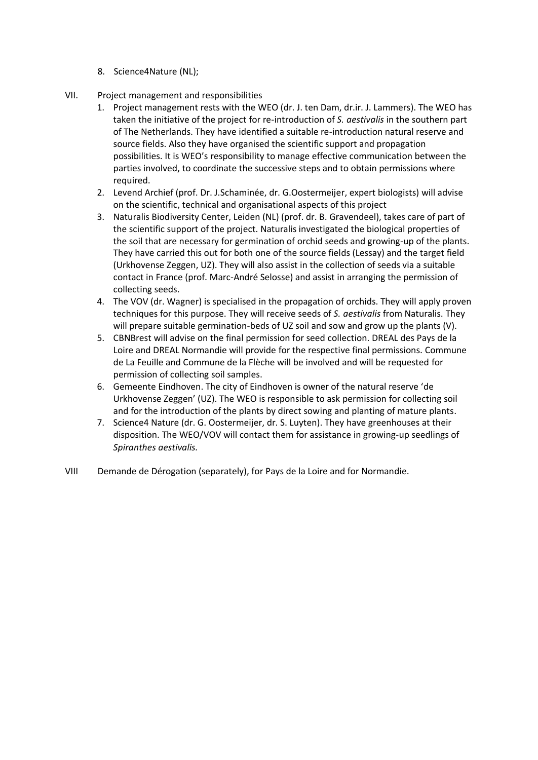8. Science4Nature (NL);

VII. Project management and responsibilities

1. Project management rests with the WEO (dr. J. ten Dam, dr.ir. J. Lammers). The WEO has taken the initiative of the project for re-introduction of *S. aestivalis* in the southern part of The Netherlands. They have identified a suitable re-introduction natural reserve and source fields. Also they have organised the scientific support and propagation possibilities. It is WEO's responsibility to manage effective communication between the parties involved, to coordinate the successive steps and to obtain permissions where required.
2. Levend Archief (prof. Dr. J.Schaminée, dr. G.Oostermeijer, expert biologists) will advise on the scientific, technical and organisational aspects of this project
3. Naturalis Biodiversity Center, Leiden (NL) (prof. dr. B. Gravendeel), takes care of part of the scientific support of the project. Naturalis investigated the biological properties of the soil that are necessary for germination of orchid seeds and growing-up of the plants. They have carried this out for both one of the source fields (Lessay) and the target field (Urkhovense Zeggen, UZ). They will also assist in the collection of seeds via a suitable contact in France (prof. Marc-André Selosse) and assist in arranging the permission of collecting seeds.
4. The VOV (dr. Wagner) is specialised in the propagation of orchids. They will apply proven techniques for this purpose. They will receive seeds of *S. aestivalis* from Naturalis. They will prepare suitable germination-beds of UZ soil and sow and grow up the plants (V).
5. CBNBrest will advise on the final permission for seed collection. DREAL des Pays de la Loire and DREAL Normandie will provide for the respective final permissions. Commune de La Feuille and Commune de la Flèche will be involved and will be requested for permission of collecting soil samples.
6. Gemeente Eindhoven. The city of Eindhoven is owner of the natural reserve 'de Urkhovense Zeggen' (UZ). The WEO is responsible to ask permission for collecting soil and for the introduction of the plants by direct sowing and planting of mature plants.
7. Science4 Nature (dr. G. Oostermeijer, dr. S. Luyten). They have greenhouses at their disposition. The WEO/VOV will contact them for assistance in growing-up seedlings of *Spiranthes aestivalis.*

VIII Demande de Dérogation (separately), for Pays de la Loire and for Normandie.